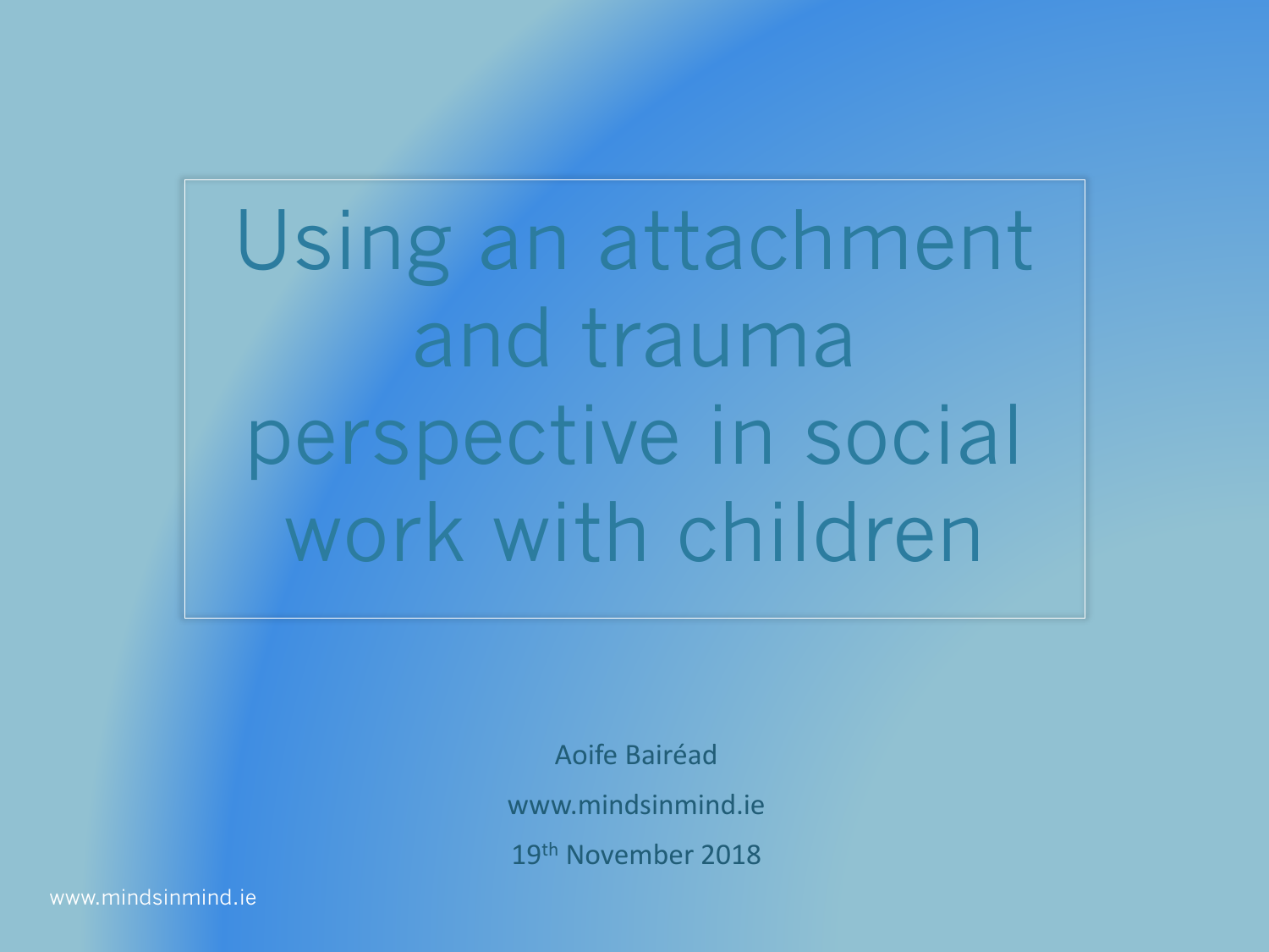# Using an attachment and trauma perspective in social work with children

Aoife Bairéad

www.mindsinmind.ie

19th November 2018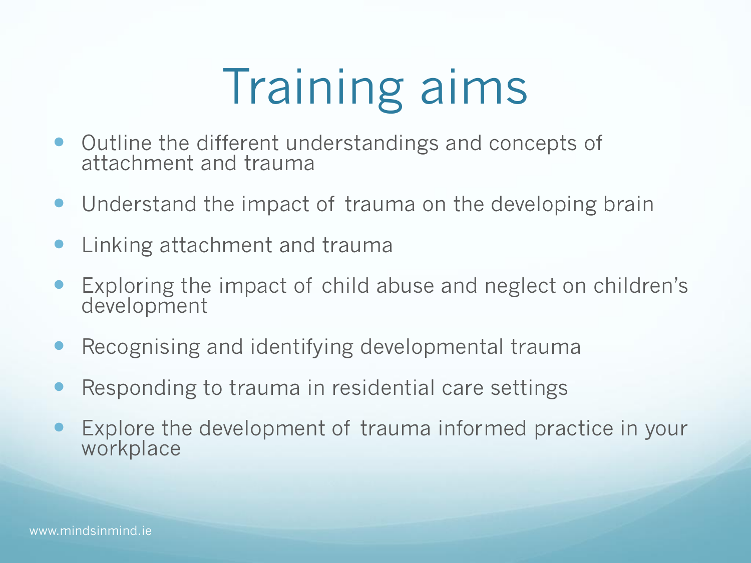# Training aims

- Outline the different understandings and concepts of attachment and trauma
- Understand the impact of trauma on the developing brain
- Linking attachment and trauma
- Exploring the impact of child abuse and neglect on children's development
- Recognising and identifying developmental trauma
- Responding to trauma in residential care settings
- Explore the development of trauma informed practice in your workplace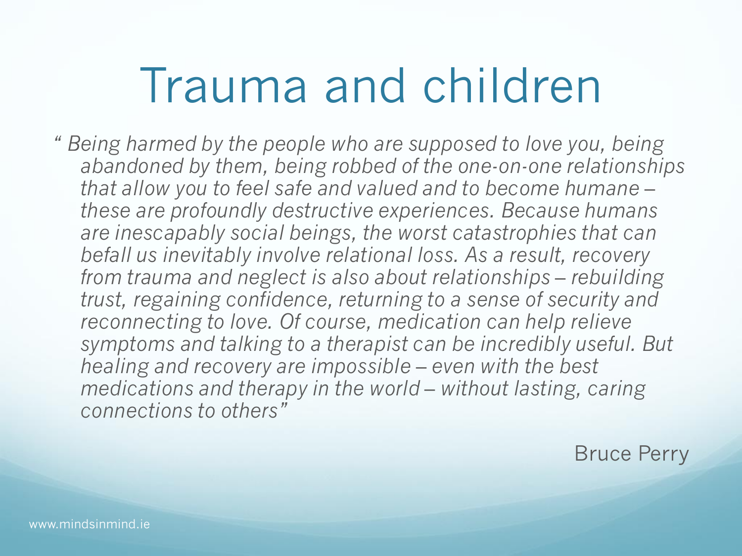# Trauma and children

*" Being harmed by the people who are supposed to love you, being abandoned by them, being robbed of the one-on-one relationships that allow you to feel safe and valued and to become humane – these are profoundly destructive experiences. Because humans are inescapably social beings, the worst catastrophies that can befall us inevitably involve relational loss. As a result, recovery from trauma and neglect is also about relationships – rebuilding trust, regaining confidence, returning to a sense of security and reconnecting to love. Of course, medication can help relieve symptoms and talking to a therapist can be incredibly useful. But healing and recovery are impossible – even with the best medications and therapy in the world – without lasting, caring connections to others"*

Bruce Perry

www.mindsinmind.ie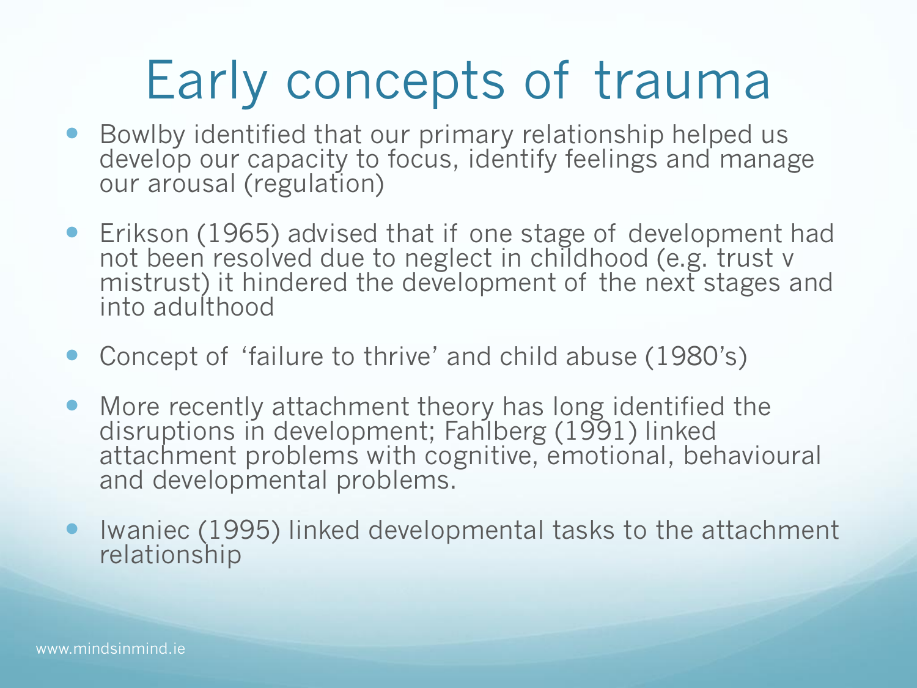# Early concepts of trauma

- Bowlby identified that our primary relationship helped us develop our capacity to focus, identify feelings and manage our arousal (regulation)
- Erikson (1965) advised that if one stage of development had not been resolved due to neglect in childhood (e.g. trust v mistrust) it hindered the development of the next stages and into adulthood
- Concept of 'failure to thrive' and child abuse (1980's)
- More recently attachment theory has long identified the disruptions in development; Fahlberg (1991) linked attachment problems with cognitive, emotional, behavioural and developmental problems.
- Iwaniec (1995) linked developmental tasks to the attachment relationship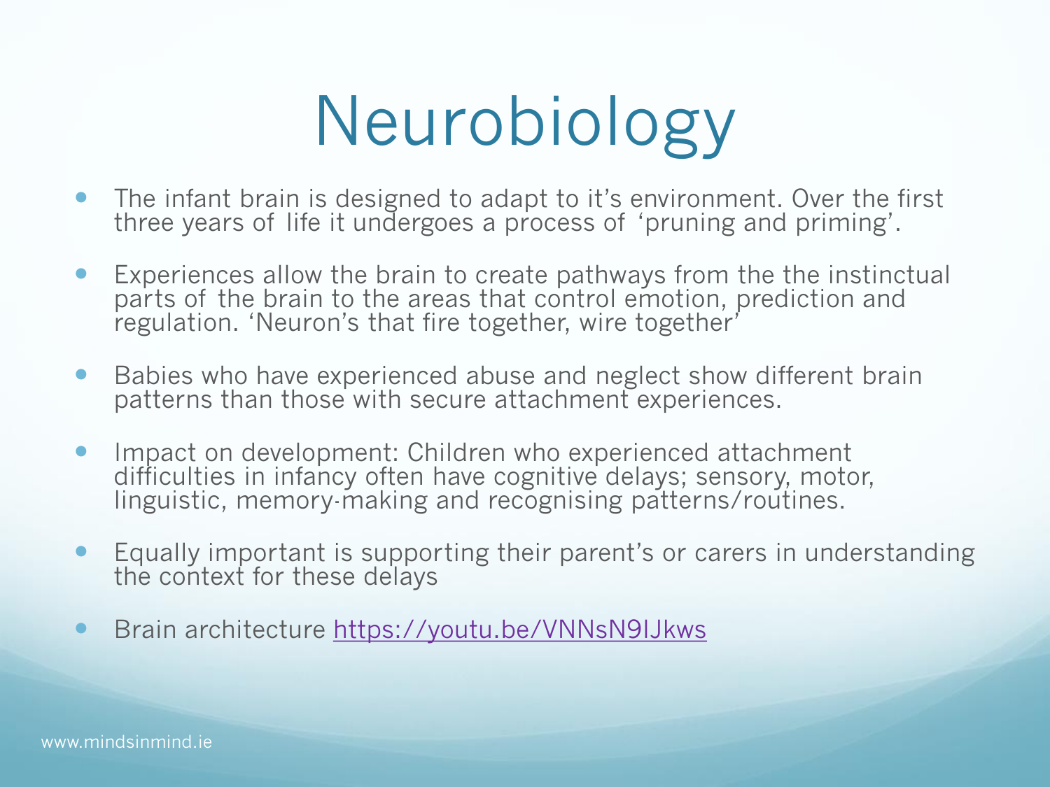# Neurobiology

- The infant brain is designed to adapt to it's environment. Over the first three years of life it undergoes a process of 'pruning and priming'.
- Experiences allow the brain to create pathways from the the instinctual parts of the brain to the areas that control emotion, prediction and regulation. 'Neuron's that fire together, wire together'
- Babies who have experienced abuse and neglect show different brain patterns than those with secure attachment experiences.
- Impact on development: Children who experienced attachment difficulties in infancy often have cognitive delays; sensory, motor, linguistic, memory-making and recognising patterns/routines.
- Equally important is supporting their parent's or carers in understanding the context for these delays
- Brain architecture [https://youtu.be/VNNsN9IJkws](https://youtu.be/VNNsN9IJkws)

www.mindsinmind.ie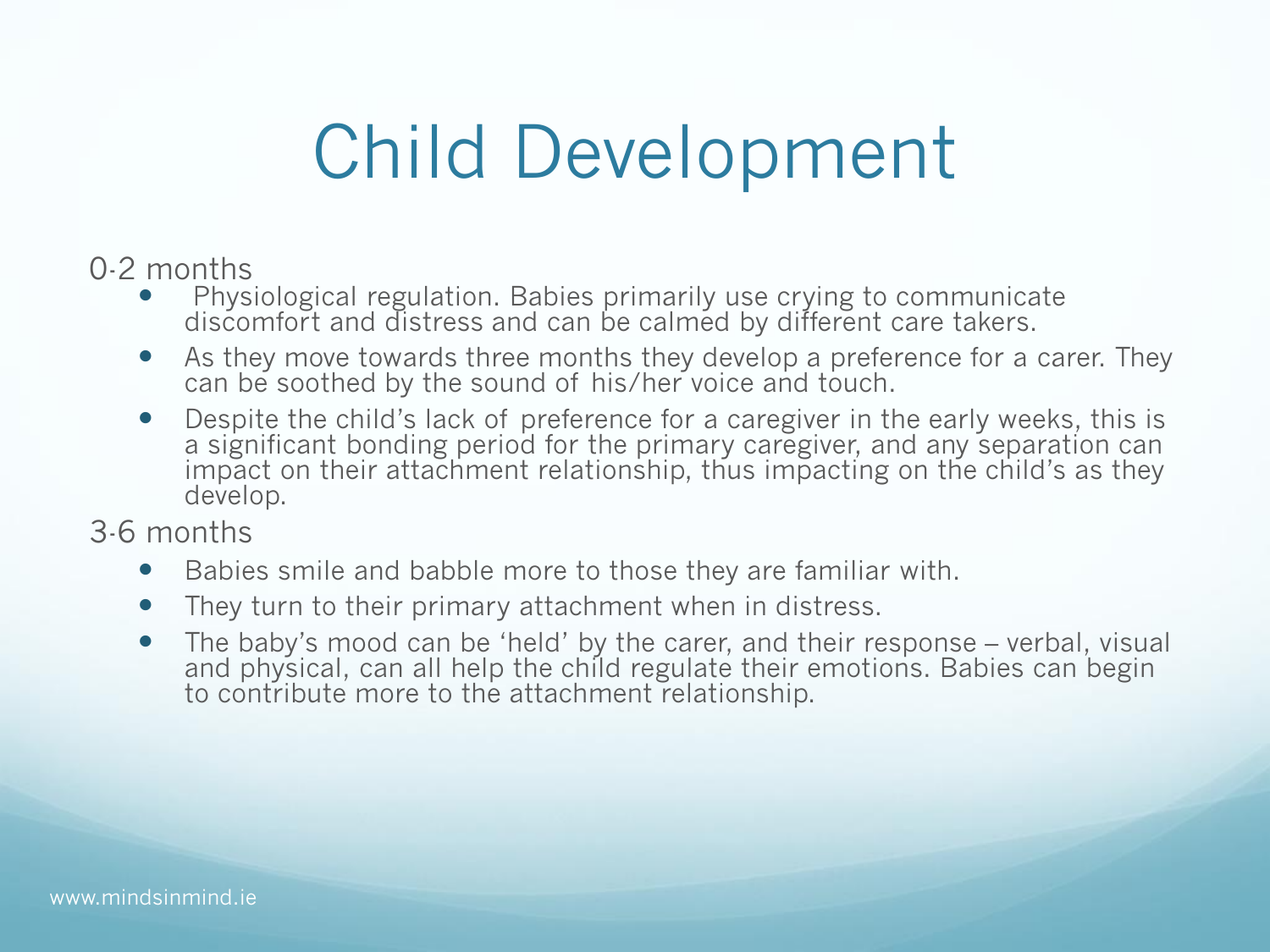# Child Development

0-2 months

- Physiological regulation. Babies primarily use crying to communicate discomfort and distress and can be calmed by different care takers.
- As they move towards three months they develop a preference for a carer. They can be soothed by the sound of his/her voice and touch.
- Despite the child's lack of preference for a caregiver in the early weeks, this is a significant bonding period for the primary caregiver, and any separation can impact on their attachment relationship, thus impacting on the child's as they develop.

3-6 months

- Babies smile and babble more to those they are familiar with.
- They turn to their primary attachment when in distress.
- The baby's mood can be 'held' by the carer, and their response – verbal, visual and physical, can all help the child regulate their emotions. Babies can begin to contribute more to the attachment relationship.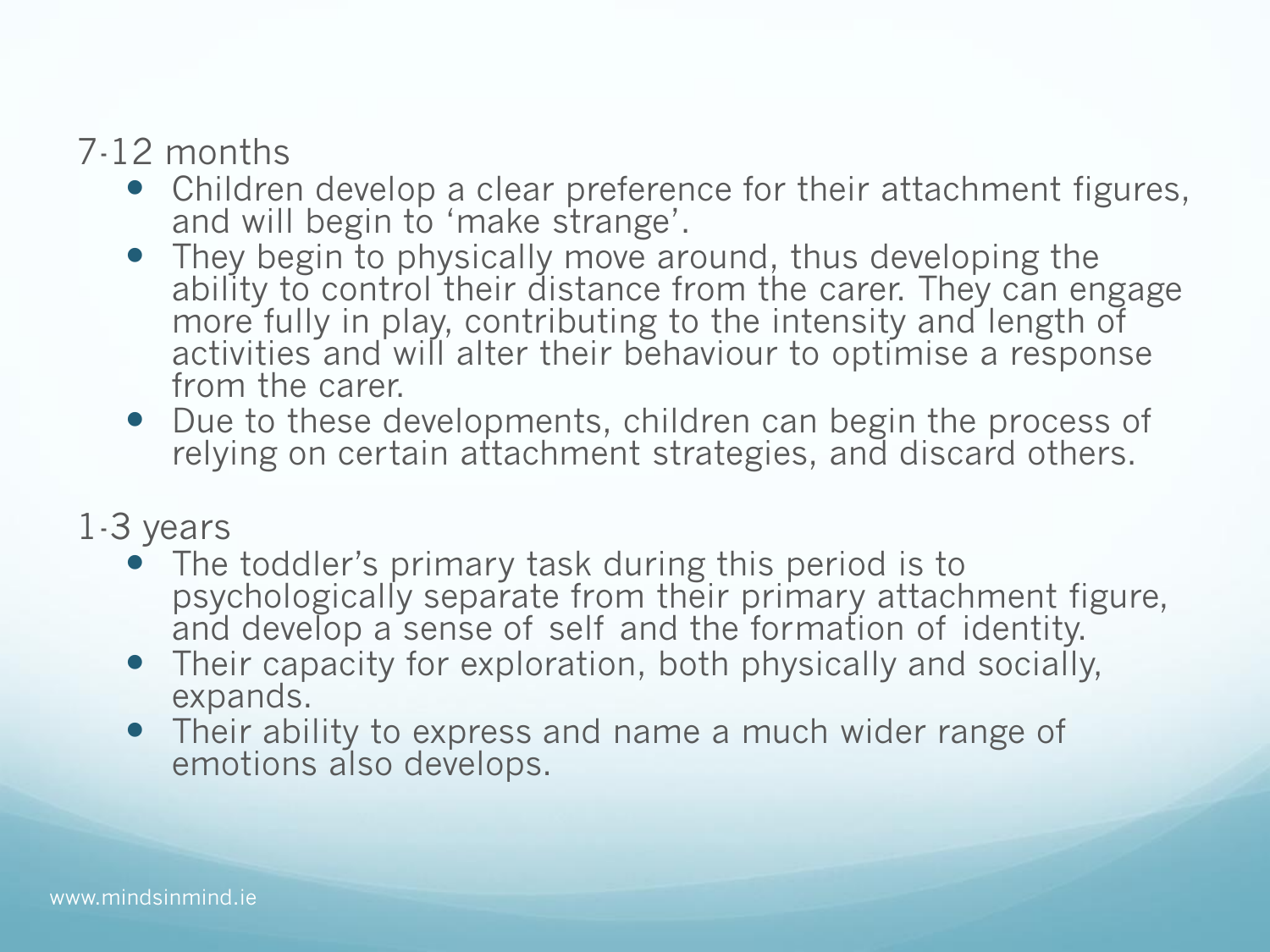7-12 months

- Children develop a clear preference for their attachment figures, and will begin to 'make strange'.
- They begin to physically move around, thus developing the ability to control their distance from the carer. They can engage more fully in play, contributing to the intensity and length of activities and will alter their behaviour to optimise a response from the carer.
- Due to these developments, children can begin the process of relying on certain attachment strategies, and discard others.

1-3 years

- The toddler's primary task during this period is to psychologically separate from their primary attachment figure, and develop a sense of self and the formation of identity.
- Their capacity for exploration, both physically and socially, expands.
- Their ability to express and name a much wider range of emotions also develops.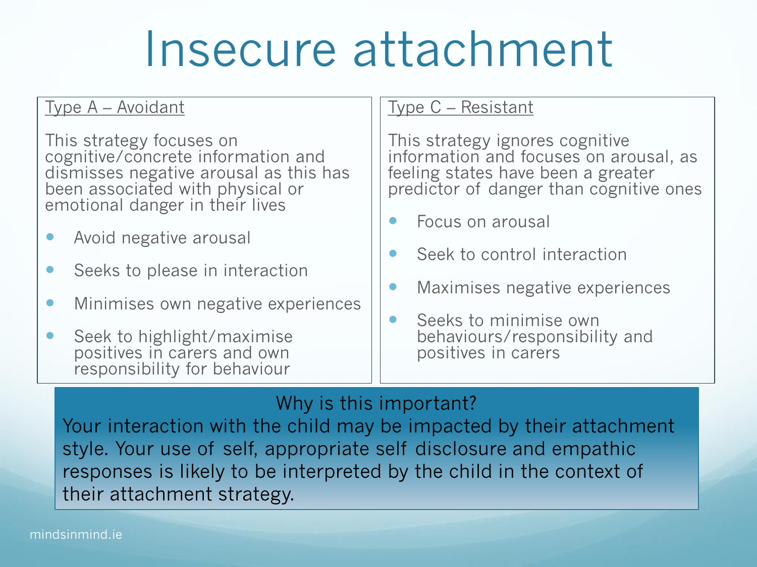# Insecure attachment

## Type A – Avoidant

This strategy focuses on cognitive/concrete information and dismisses negative arousal as this has been associated with physical or emotional danger in their lives

- Avoid negative arousal
- Seeks to please in interaction
- Minimises own negative experiences
- Seek to highlight/maximise positives in carers and own responsibility for behaviour

## Type C – Resistant

This strategy ignores cognitive information and focuses on arousal, as feeling states have been a greater predictor of danger than cognitive ones

- Focus on arousal
- Seek to control interaction
- Maximises negative experiences
- Seeks to minimise own behaviours/responsibility and positives in carers

**Why is this important?**

Your interaction with the child may be impacted by their attachment style. Your use of self, appropriate self disclosure and empathic responses is likely to be interpreted by the child in the context of their attachment strategy.

mindsinmind.ie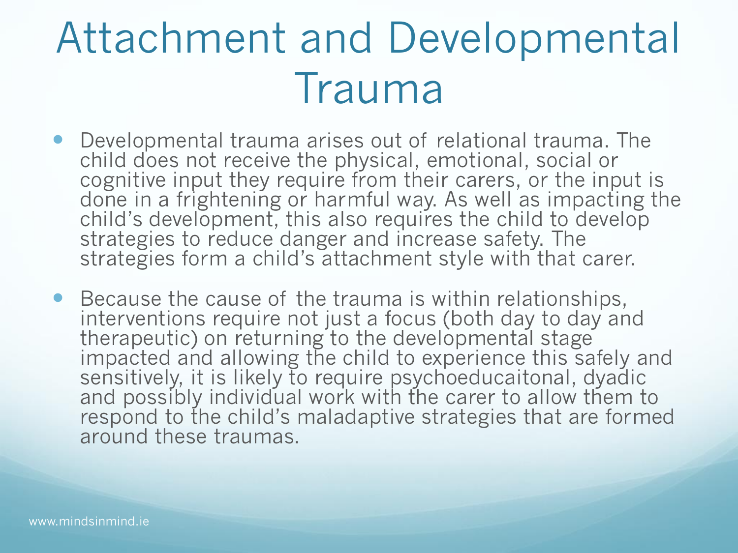# Attachment and Developmental Trauma

- Developmental trauma arises out of relational trauma. The child does not receive the physical, emotional, social or cognitive input they require from their carers, or the input is done in a frightening or harmful way. As well as impacting the child's development, this also requires the child to develop strategies to reduce danger and increase safety. The strategies form a child's attachment style with that carer.
- Because the cause of the trauma is within relationships, interventions require not just a focus (both day to day and therapeutic) on returning to the developmental stage impacted and allowing the child to experience this safely and sensitively, it is likely to require psychoeducaitonal, dyadic and possibly individual work with the carer to allow them to respond to the child's maladaptive strategies that are formed around these traumas.

www.mindsinmind.ie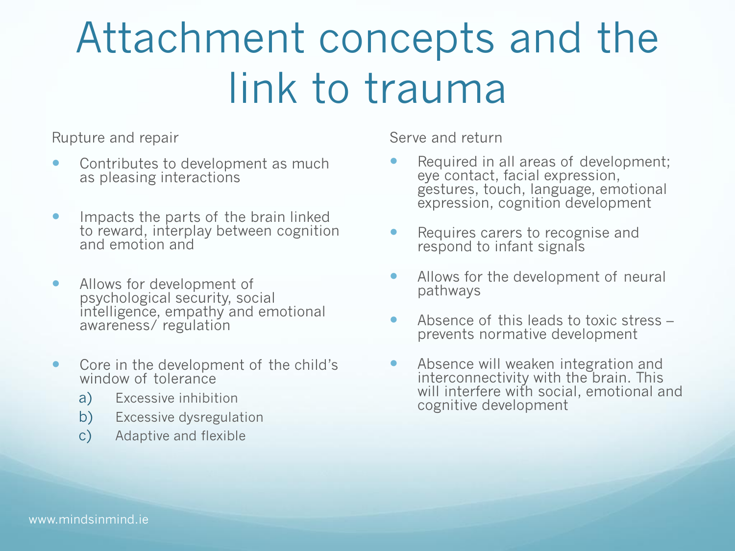# Attachment concepts and the link to trauma

Rupture and repair

- Contributes to development as much as pleasing interactions
- Impacts the parts of the brain linked to reward, interplay between cognition and emotion and
- Allows for development of psychological security, social intelligence, empathy and emotional awareness/ regulation
- Core in the development of the child's window of tolerance
  a) Excessive inhibition
  b) Excessive dysregulation
  c) Adaptive and flexible

Serve and return

- Required in all areas of development; eye contact, facial expression, gestures, touch, language, emotional expression, cognition development
- Requires carers to recognise and respond to infant signals
- Allows for the development of neural pathways
- Absence of this leads to toxic stress – prevents normative development
- Absence will weaken integration and interconnectivity with the brain. This will interfere with social, emotional and cognitive development

www.mindsinmind.ie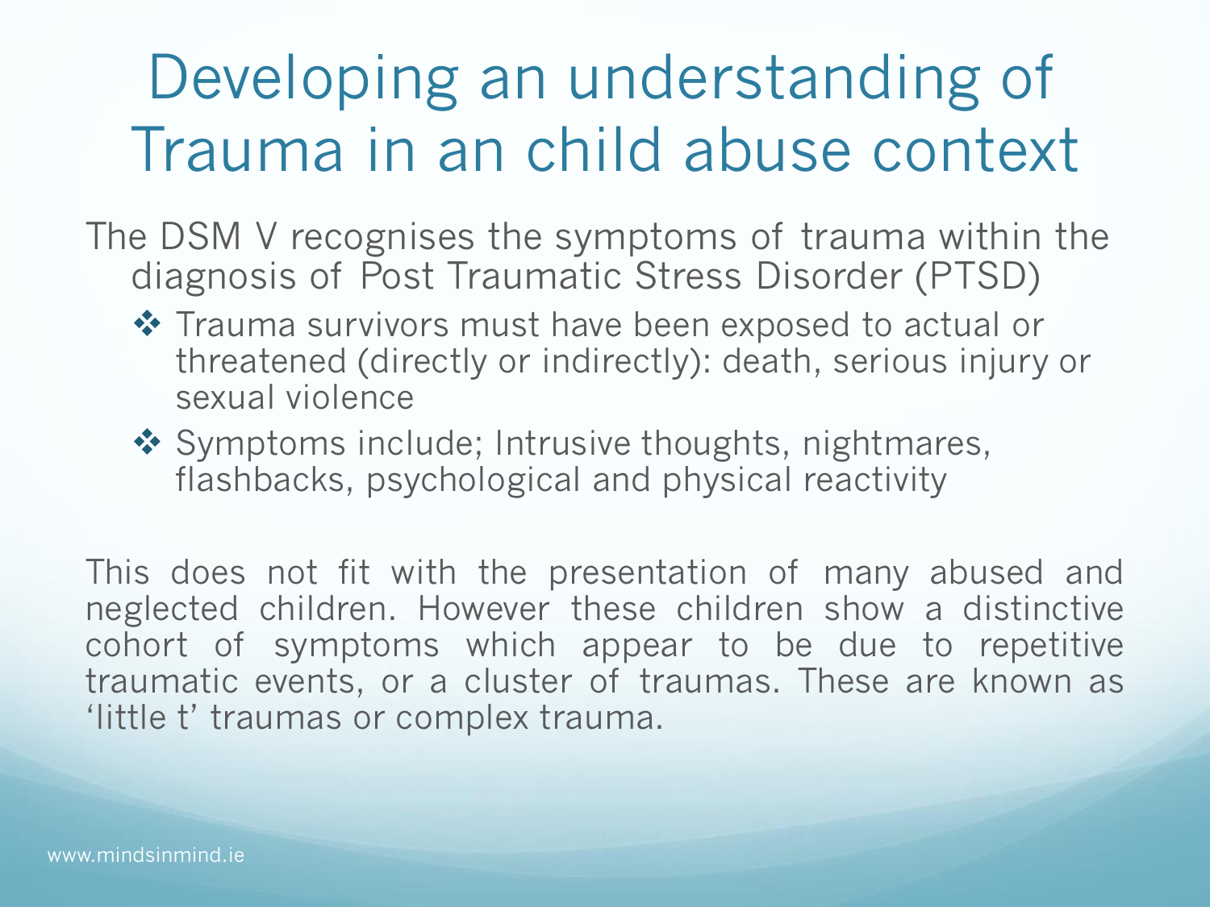# Developing an understanding of Trauma in an child abuse context

The DSM V recognises the symptoms of trauma within the diagnosis of Post Traumatic Stress Disorder (PTSD)

- Trauma survivors must have been exposed to actual or threatened (directly or indirectly): death, serious injury or sexual violence
- Symptoms include; Intrusive thoughts, nightmares, flashbacks, psychological and physical reactivity

This does not fit with the presentation of many abused and neglected children. However these children show a distinctive cohort of symptoms which appear to be due to repetitive traumatic events, or a cluster of traumas. These are known as 'little t' traumas or complex trauma.

www.mindsinmind.ie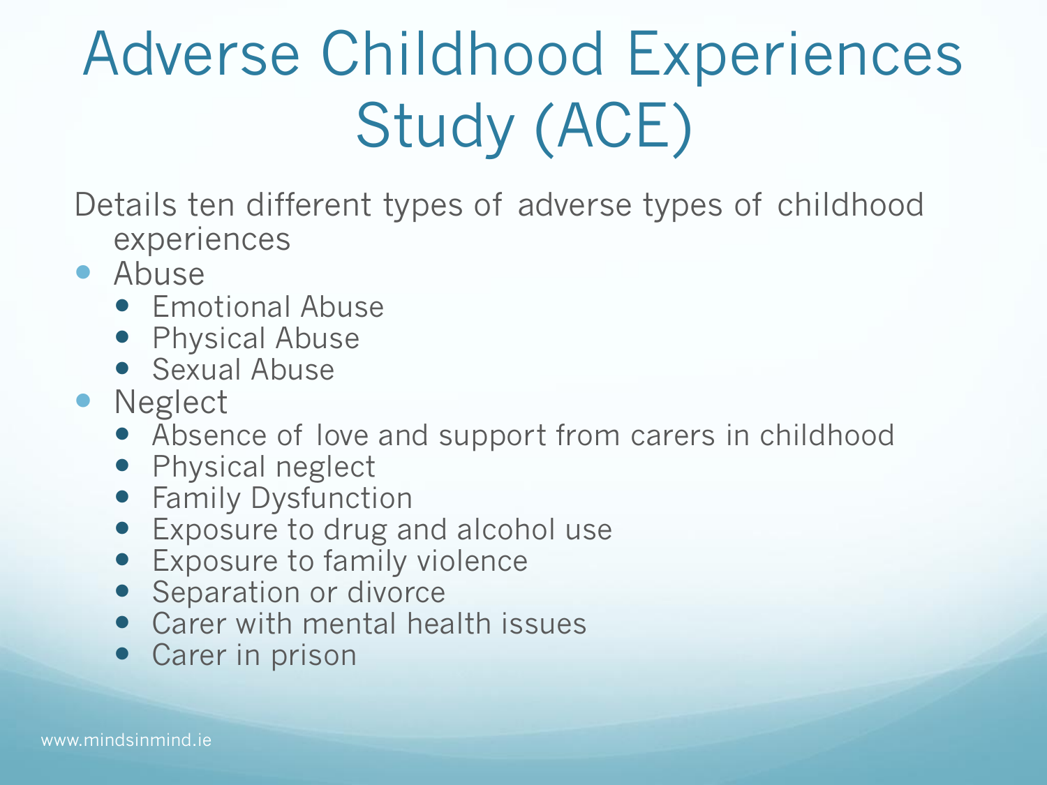# Adverse Childhood Experiences Study (ACE)

Details ten different types of adverse types of childhood experiences

- Abuse
  - Emotional Abuse
  - Physical Abuse
  - Sexual Abuse
- Neglect
  - Absence of love and support from carers in childhood
  - Physical neglect
  - Family Dysfunction
  - Exposure to drug and alcohol use
  - Exposure to family violence
  - Separation or divorce
  - Carer with mental health issues
  - Carer in prison

www.mindsinmind.ie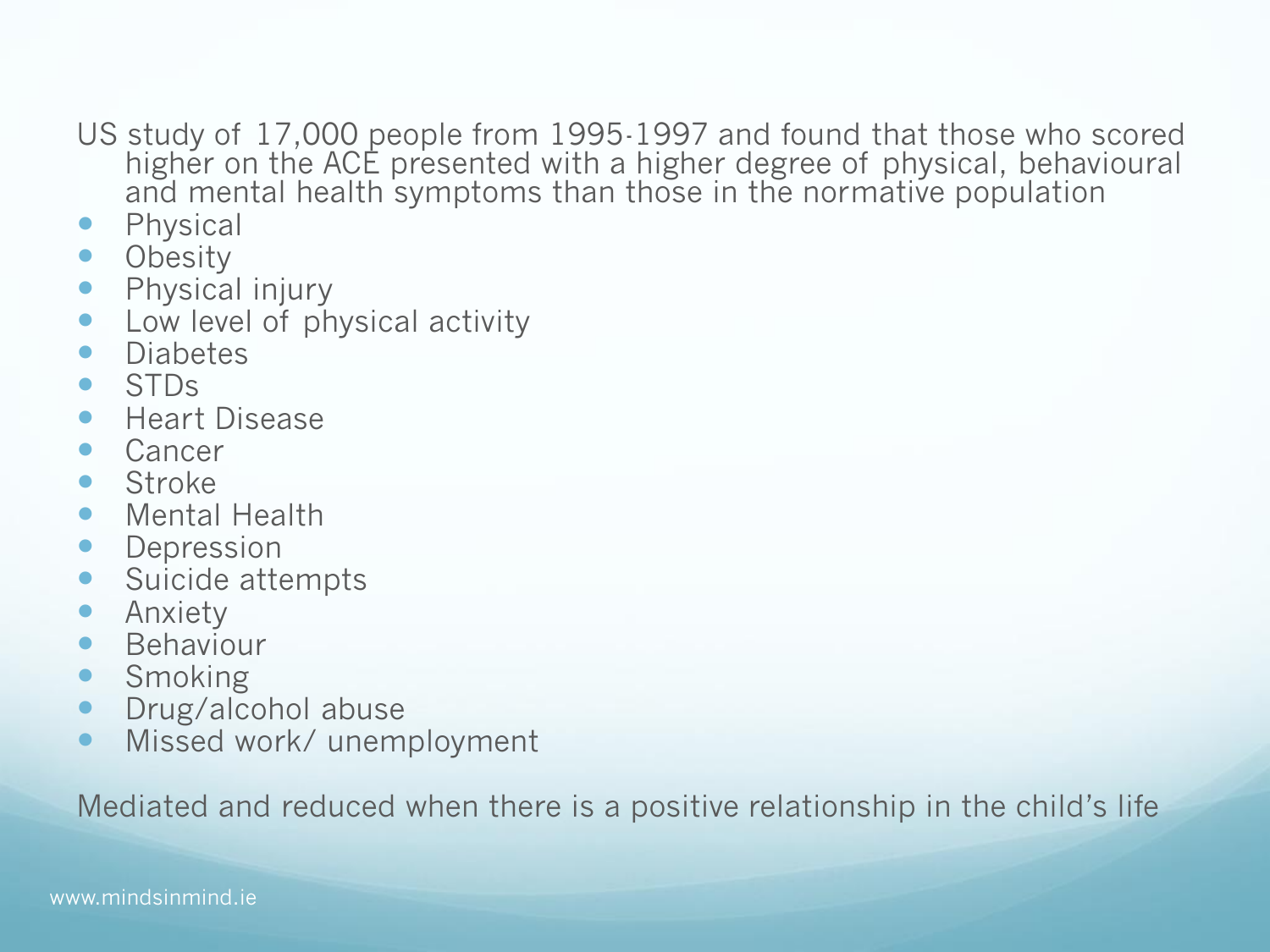US study of 17,000 people from 1995-1997 and found that those who scored higher on the ACE presented with a higher degree of physical, behavioural and mental health symptoms than those in the normative population

- Physical
- Obesity
- Physical injury
- Low level of physical activity
- Diabetes
- STDs
- Heart Disease
- Cancer
- Stroke
- Mental Health
- Depression
- Suicide attempts
- Anxiety
- Behaviour
- Smoking
- Drug/alcohol abuse
- Missed work/ unemployment

Mediated and reduced when there is a positive relationship in the child's life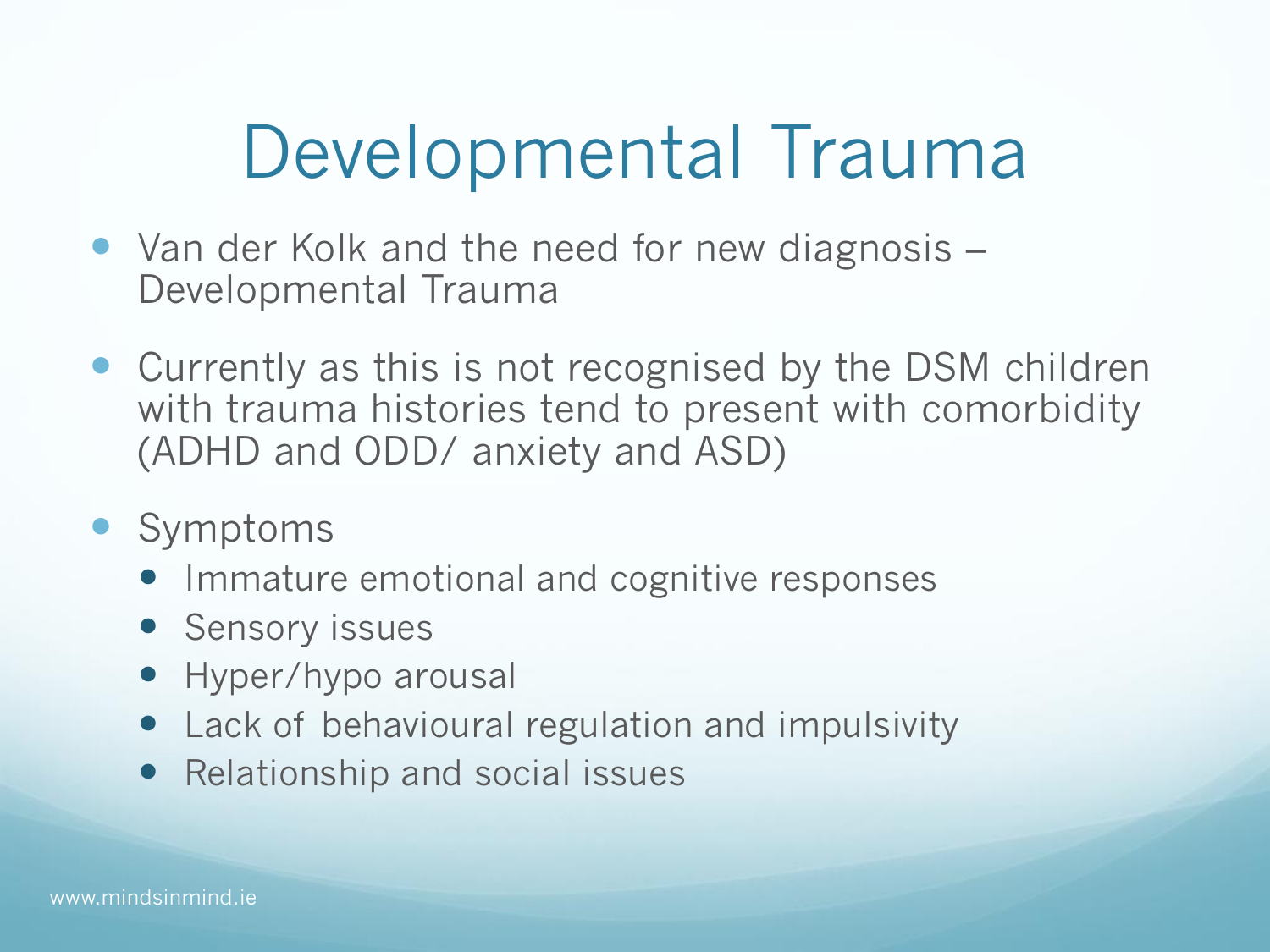# Developmental Trauma

- Van der Kolk and the need for new diagnosis – Developmental Trauma
- Currently as this is not recognised by the DSM children with trauma histories tend to present with comorbidity (ADHD and ODD/ anxiety and ASD)
- Symptoms
  - Immature emotional and cognitive responses
  - Sensory issues
  - Hyper/hypo arousal
  - Lack of behavioural regulation and impulsivity
  - Relationship and social issues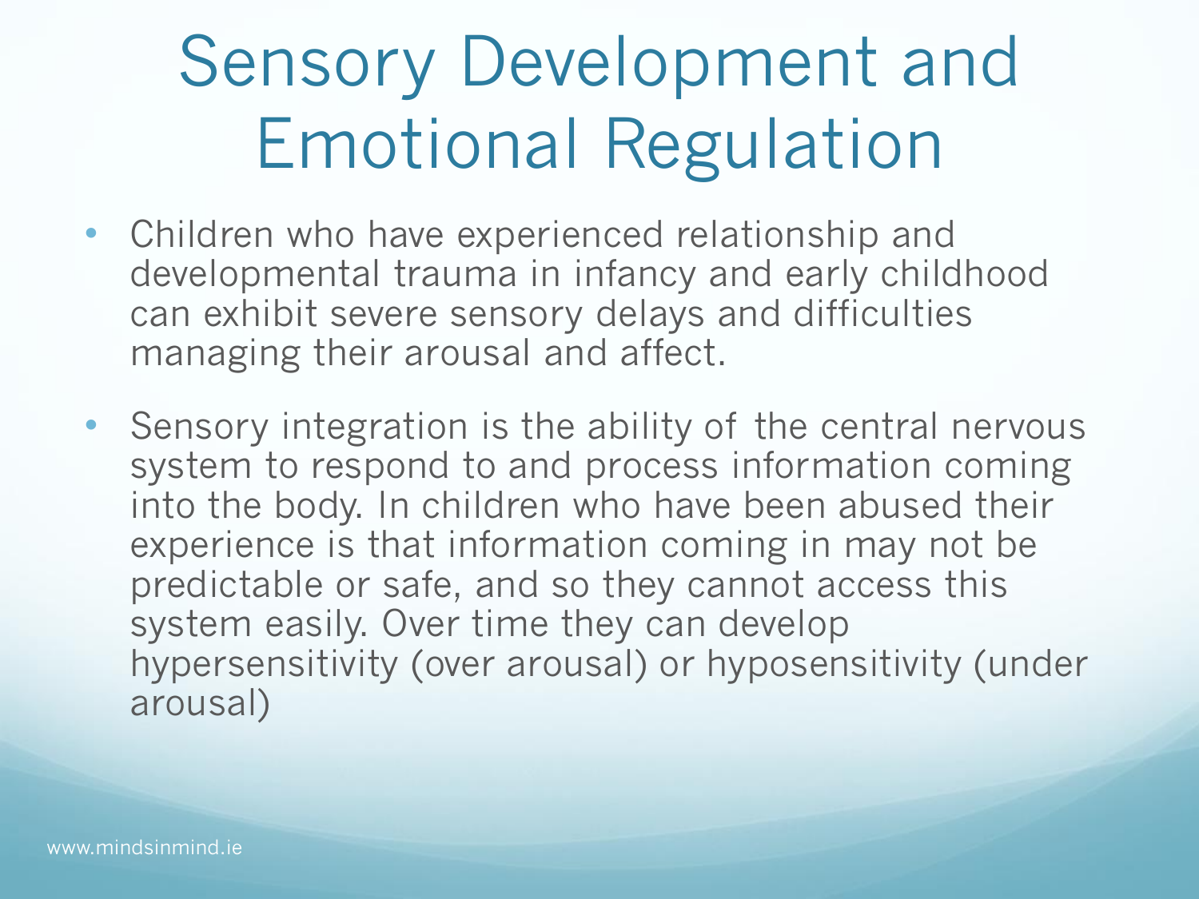# Sensory Development and Emotional Regulation

- Children who have experienced relationship and developmental trauma in infancy and early childhood can exhibit severe sensory delays and difficulties managing their arousal and affect.
- Sensory integration is the ability of the central nervous system to respond to and process information coming into the body. In children who have been abused their experience is that information coming in may not be predictable or safe, and so they cannot access this system easily. Over time they can develop hypersensitivity (over arousal) or hyposensitivity (under arousal)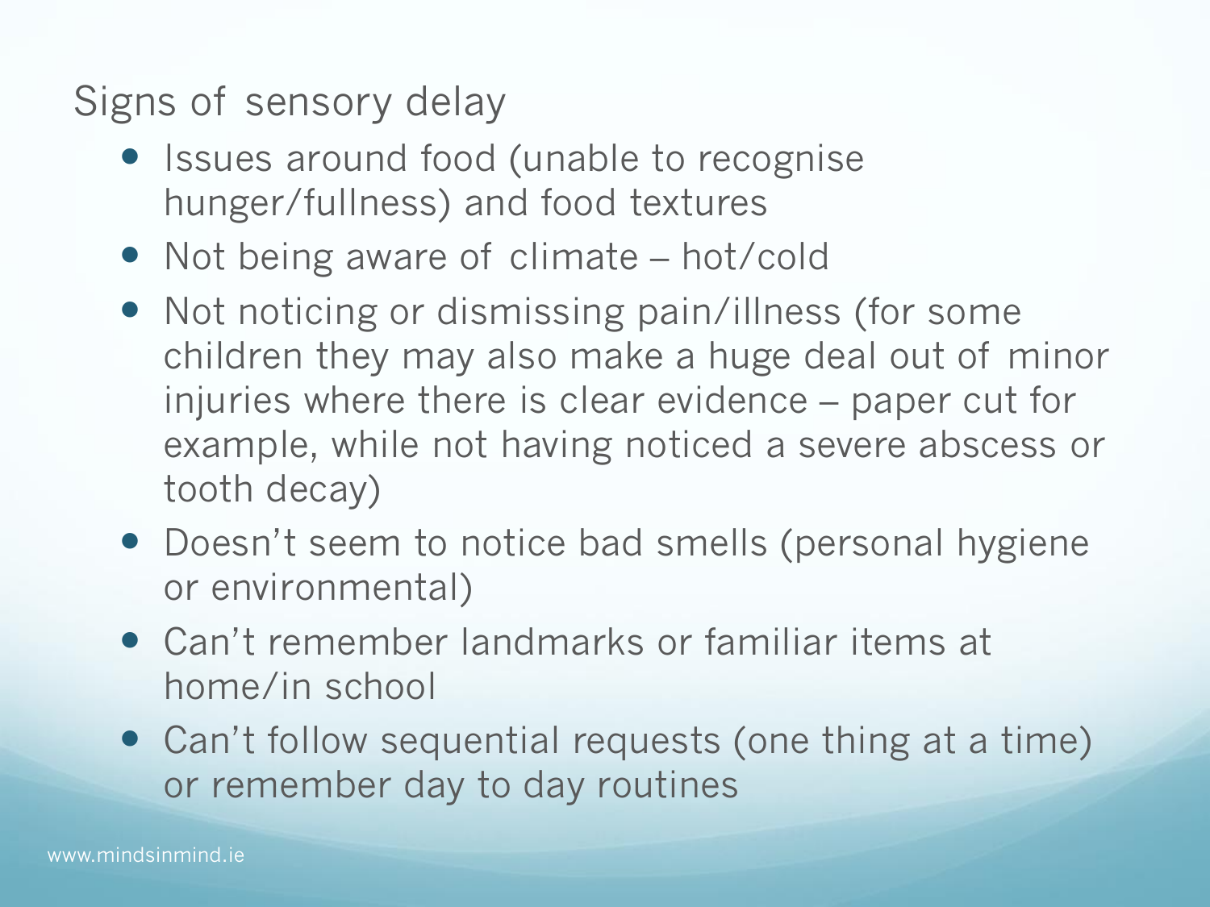## Signs of sensory delay

- Issues around food (unable to recognise hunger/fullness) and food textures
- Not being aware of climate – hot/cold
- Not noticing or dismissing pain/illness (for some children they may also make a huge deal out of minor injuries where there is clear evidence – paper cut for example, while not having noticed a severe abscess or tooth decay)
- Doesn't seem to notice bad smells (personal hygiene or environmental)
- Can't remember landmarks or familiar items at home/in school
- Can't follow sequential requests (one thing at a time) or remember day to day routines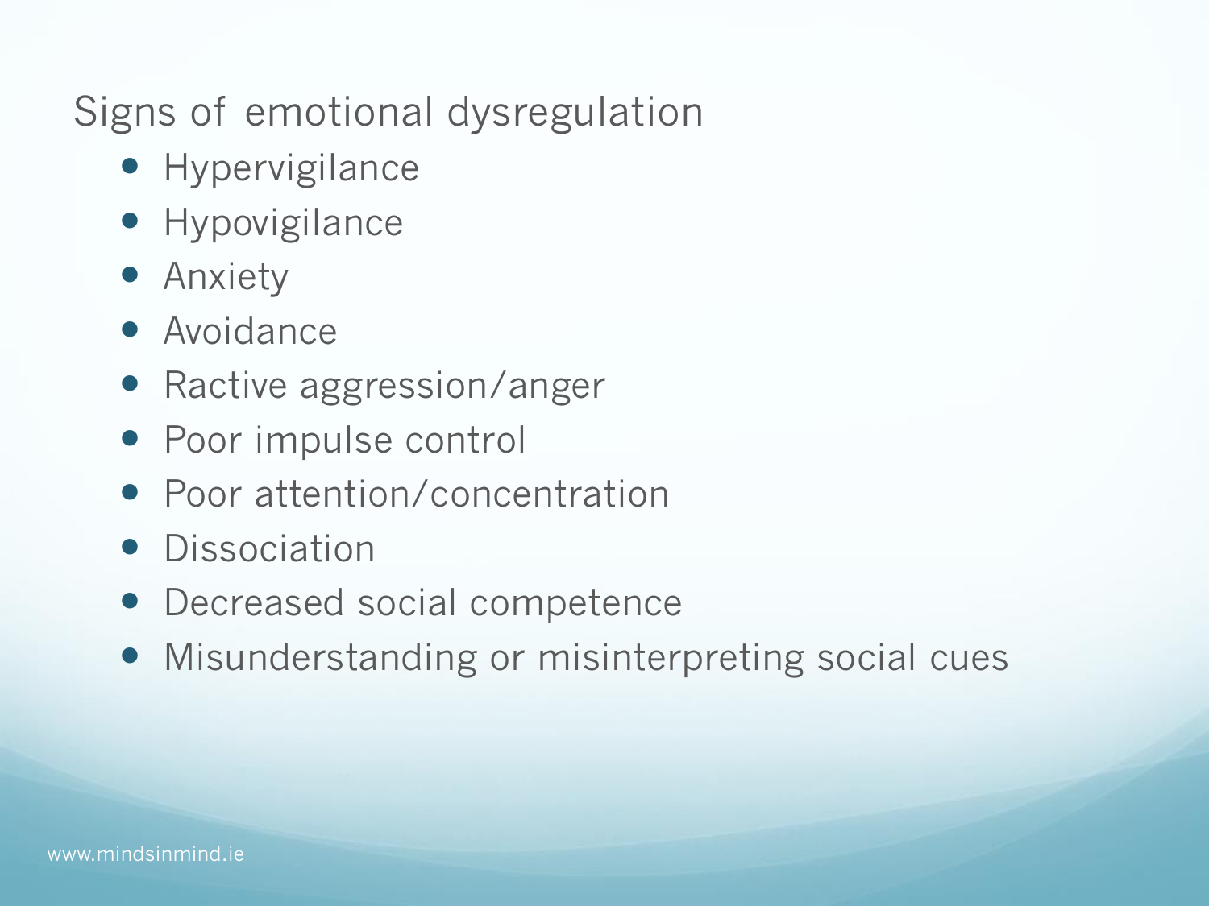## Signs of emotional dysregulation

- Hypervigilance
- Hypovigilance
- Anxiety
- Avoidance
- Ractive aggression/anger
- Poor impulse control
- Poor attention/concentration
- Dissociation
- Decreased social competence
- Misunderstanding or misinterpreting social cues

www.mindsinmind.ie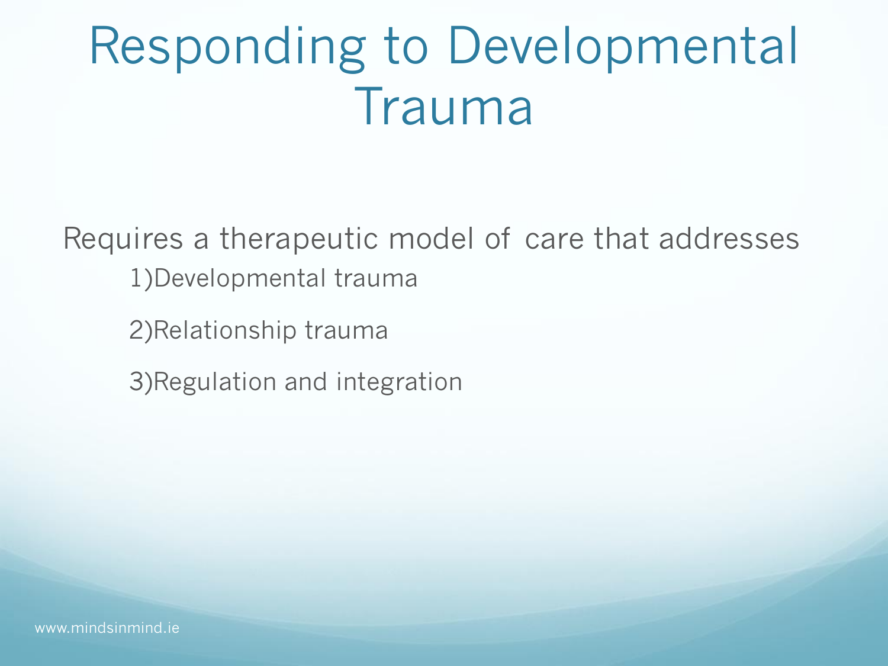# Responding to Developmental Trauma

Requires a therapeutic model of care that addresses

1) Developmental trauma

2) Relationship trauma

3) Regulation and integration

www.mindsinmind.ie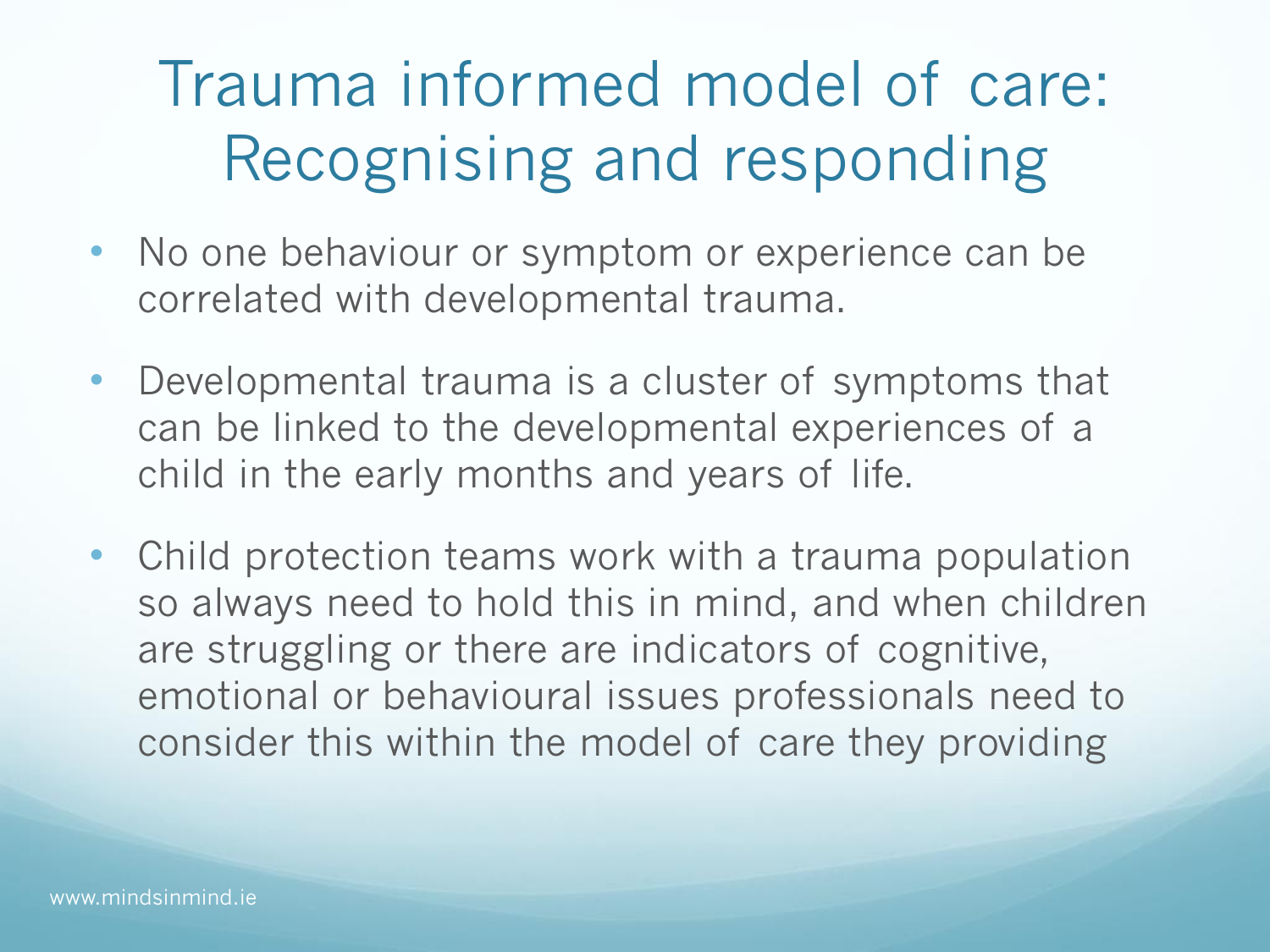# Trauma informed model of care: Recognising and responding

- No one behaviour or symptom or experience can be correlated with developmental trauma.
- Developmental trauma is a cluster of symptoms that can be linked to the developmental experiences of a child in the early months and years of life.
- Child protection teams work with a trauma population so always need to hold this in mind, and when children are struggling or there are indicators of cognitive, emotional or behavioural issues professionals need to consider this within the model of care they providing

www.mindsinmind.ie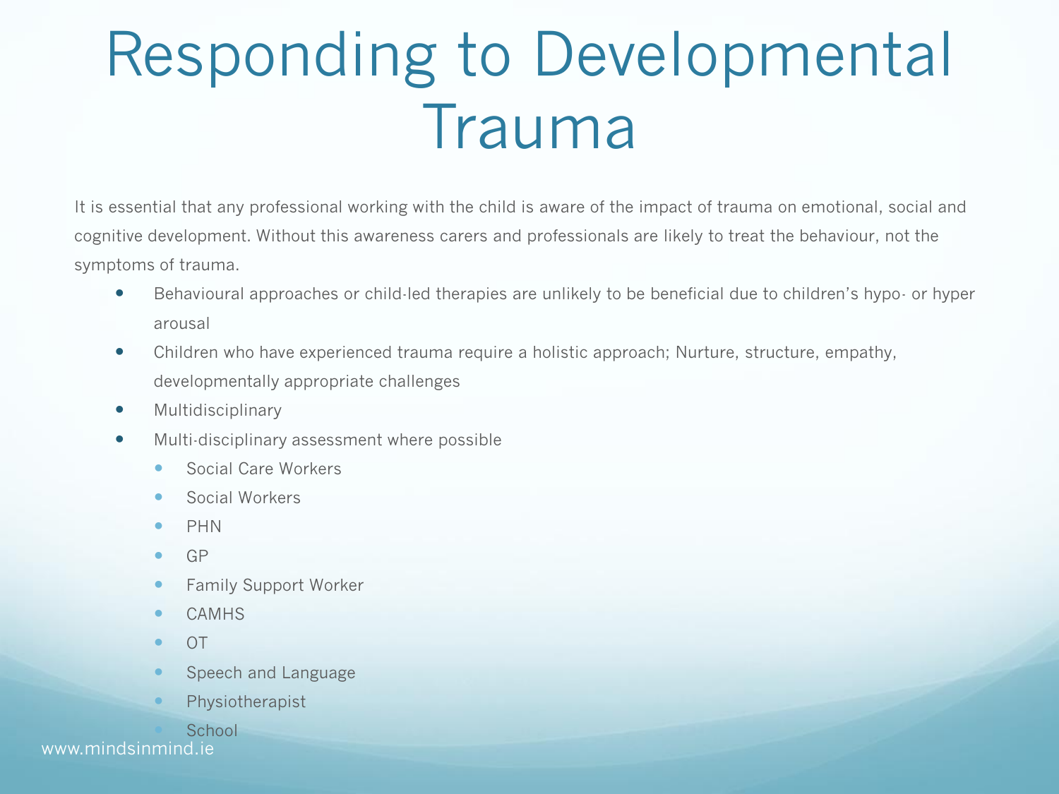# Responding to Developmental Trauma

It is essential that any professional working with the child is aware of the impact of trauma on emotional, social and cognitive development. Without this awareness carers and professionals are likely to treat the behaviour, not the symptoms of trauma.

- Behavioural approaches or child-led therapies are unlikely to be beneficial due to children's hypo- or hyper arousal
- Children who have experienced trauma require a holistic approach; Nurture, structure, empathy, developmentally appropriate challenges
- Multidisciplinary
- Multi-disciplinary assessment where possible
  - Social Care Workers
  - Social Workers
  - PHN
  - GP
  - Family Support Worker
  - CAMHS
  - OT
  - Speech and Language
  - Physiotherapist
  - School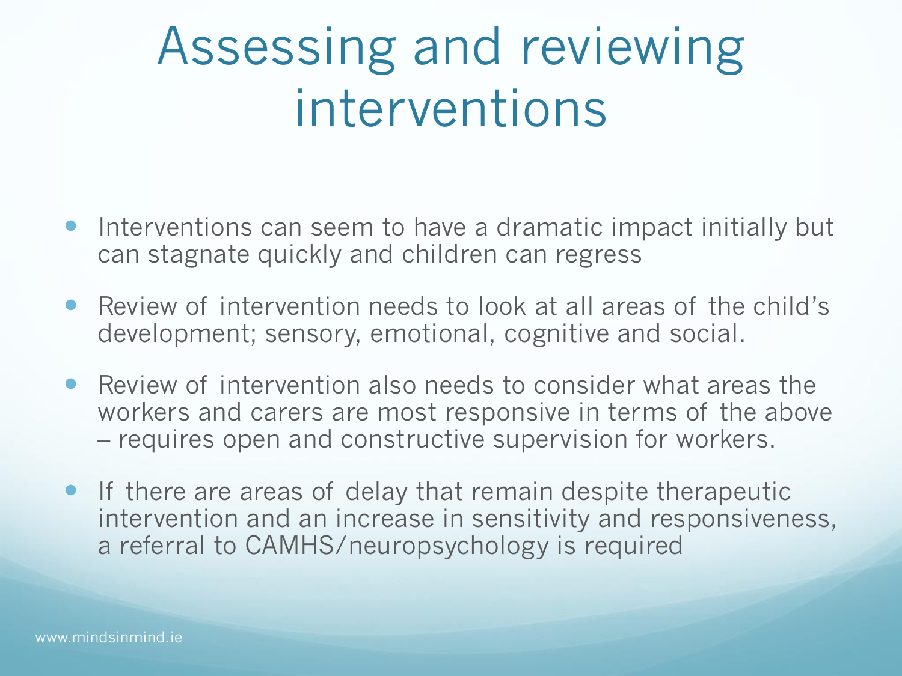# Assessing and reviewing interventions

- Interventions can seem to have a dramatic impact initially but can stagnate quickly and children can regress
- Review of intervention needs to look at all areas of the child's development; sensory, emotional, cognitive and social.
- Review of intervention also needs to consider what areas the workers and carers are most responsive in terms of the above – requires open and constructive supervision for workers.
- If there are areas of delay that remain despite therapeutic intervention and an increase in sensitivity and responsiveness, a referral to CAMHS/neuropsychology is required

www.mindsinmind.ie